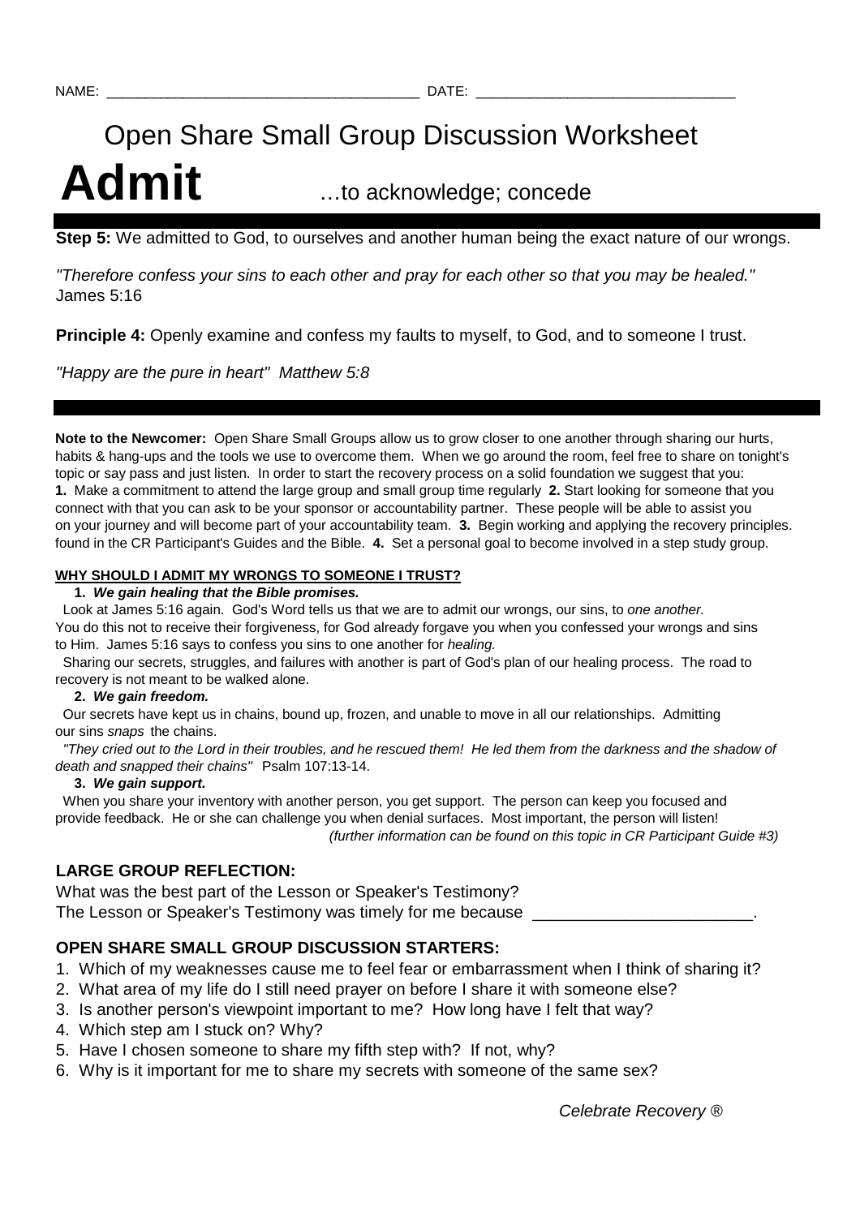NAME: ________________________________________ DATE: ________________________________

# Open Share Small Group Discussion Worksheet

# Admit …to acknowledge; concede

**Step 5:** We admitted to God, to ourselves and another human being the exact nature of our wrongs.

*"Therefore confess your sins to each other and pray for each other so that you may be healed."* James 5:16

**Principle 4:** Openly examine and confess my faults to myself, to God, and to someone I trust.

*"Happy are the pure in heart" Matthew 5:8*

---

**Note to the Newcomer:** Open Share Small Groups allow us to grow closer to one another through sharing our hurts, habits & hang-ups and the tools we use to overcome them. When we go around the room, feel free to share on tonight's topic or say pass and just listen. In order to start the recovery process on a solid foundation we suggest that you: **1.** Make a commitment to attend the large group and small group time regularly **2.** Start looking for someone that you connect with that you can ask to be your sponsor or accountability partner. These people will be able to assist you on your journey and will become part of your accountability team. **3.** Begin working and applying the recovery principles. found in the CR Participant's Guides and the Bible. **4.** Set a personal goal to become involved in a step study group.

**WHY SHOULD I ADMIT MY WRONGS TO SOMEONE I TRUST?**

**1. *We gain healing that the Bible promises.***

Look at James 5:16 again. God's Word tells us that we are to admit our wrongs, our sins, to *one another.* You do this not to receive their forgiveness, for God already forgave you when you confessed your wrongs and sins to Him. James 5:16 says to confess you sins to one another for *healing.*

Sharing our secrets, struggles, and failures with another is part of God's plan of our healing process. The road to recovery is not meant to be walked alone.

**2. *We gain freedom.***

Our secrets have kept us in chains, bound up, frozen, and unable to move in all our relationships. Admitting our sins *snaps* the chains.

*"They cried out to the Lord in their troubles, and he rescued them! He led them from the darkness and the shadow of death and snapped their chains"* Psalm 107:13-14.

**3. *We gain support.***

When you share your inventory with another person, you get support. The person can keep you focused and provide feedback. He or she can challenge you when denial surfaces. Most important, the person will listen!

*(further information can be found on this topic in CR Participant Guide #3)*

## LARGE GROUP REFLECTION:

What was the best part of the Lesson or Speaker's Testimony?

The Lesson or Speaker's Testimony was timely for me because ________________________.

## OPEN SHARE SMALL GROUP DISCUSSION STARTERS:

1. Which of my weaknesses cause me to feel fear or embarrassment when I think of sharing it?
2. What area of my life do I still need prayer on before I share it with someone else?
3. Is another person's viewpoint important to me? How long have I felt that way?
4. Which step am I stuck on? Why?
5. Have I chosen someone to share my fifth step with? If not, why?
6. Why is it important for me to share my secrets with someone of the same sex?

*Celebrate Recovery ®*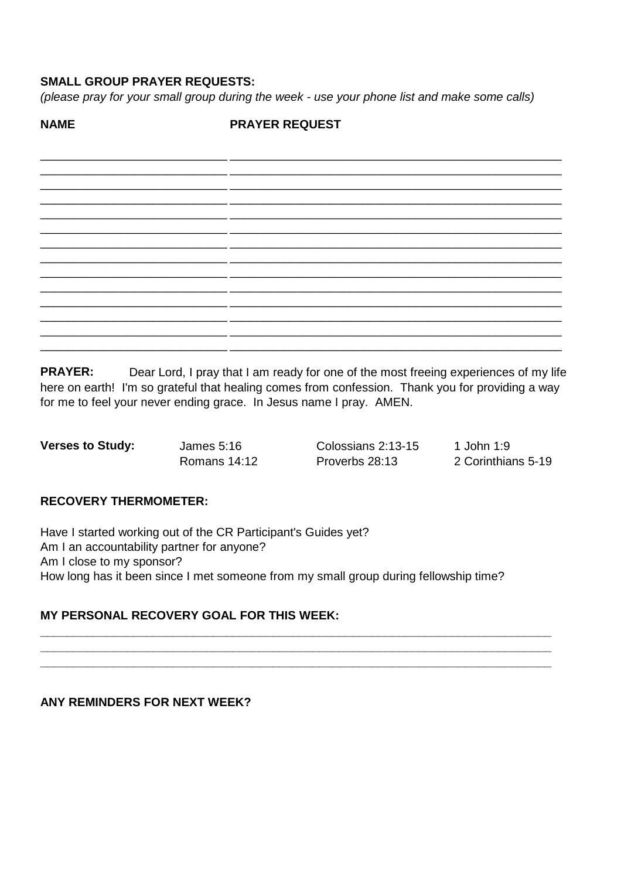**SMALL GROUP PRAYER REQUESTS:**
*(please pray for your small group during the week - use your phone list and make some calls)*

| NAME | PRAYER REQUEST |
|---|---|
| | |
| | |
| | |
| | |
| | |
| | |
| | |
| | |
| | |
| | |
| | |
| | |
| | |
| | |

**PRAYER:** Dear Lord, I pray that I am ready for one of the most freeing experiences of my life here on earth! I'm so grateful that healing comes from confession. Thank you for providing a way for me to feel your never ending grace. In Jesus name I pray. AMEN.

| | | | |
|---|---|---|---|
| **Verses to Study:** | James 5:16 | Colossians 2:13-15 | 1 John 1:9 |
| | Romans 14:12 | Proverbs 28:13 | 2 Corinthians 5-19 |

**RECOVERY THERMOMETER:**

Have I started working out of the CR Participant's Guides yet?
Am I an accountability partner for anyone?
Am I close to my sponsor?
How long has it been since I met someone from my small group during fellowship time?

**MY PERSONAL RECOVERY GOAL FOR THIS WEEK:**

_______________________________________________________________________________
_______________________________________________________________________________
_______________________________________________________________________________

**ANY REMINDERS FOR NEXT WEEK?**